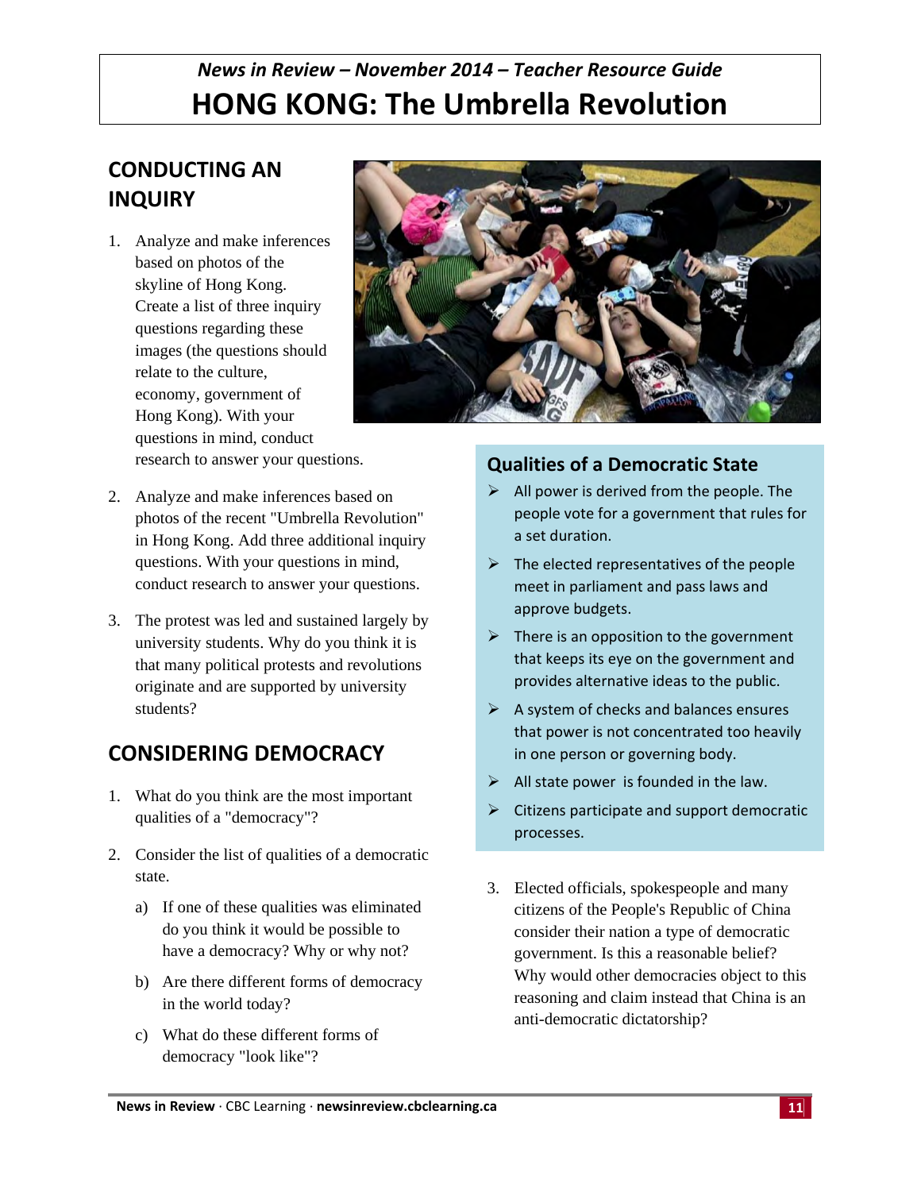*News in Review – November 2014 – Teacher Resource Guide*

# HONG KONG: The Umbrella Revolution

## CONDUCTING AN INQUIRY

1. Analyze and make inferences based on photos of the skyline of Hong Kong. Create a list of three inquiry questions regarding these images (the questions should relate to the culture, economy, government of Hong Kong). With your questions in mind, conduct research to answer your questions.

2. Analyze and make inferences based on photos of the recent "Umbrella Revolution" in Hong Kong. Add three additional inquiry questions. With your questions in mind, conduct research to answer your questions.

3. The protest was led and sustained largely by university students. Why do you think it is that many political protests and revolutions originate and are supported by university students?

## CONSIDERING DEMOCRACY

1. What do you think are the most important qualities of a "democracy"?

2. Consider the list of qualities of a democratic state.

   a) If one of these qualities was eliminated do you think it would be possible to have a democracy? Why or why not?

   b) Are there different forms of democracy in the world today?

   c) What do these different forms of democracy "look like"?

### Qualities of a Democratic State

- All power is derived from the people. The people vote for a government that rules for a set duration.
- The elected representatives of the people meet in parliament and pass laws and approve budgets.
- There is an opposition to the government that keeps its eye on the government and provides alternative ideas to the public.
- A system of checks and balances ensures that power is not concentrated too heavily in one person or governing body.
- All state power is founded in the law.
- Citizens participate and support democratic processes.

3. Elected officials, spokespeople and many citizens of the People's Republic of China consider their nation a type of democratic government. Is this a reasonable belief? Why would other democracies object to this reasoning and claim instead that China is an anti-democratic dictatorship?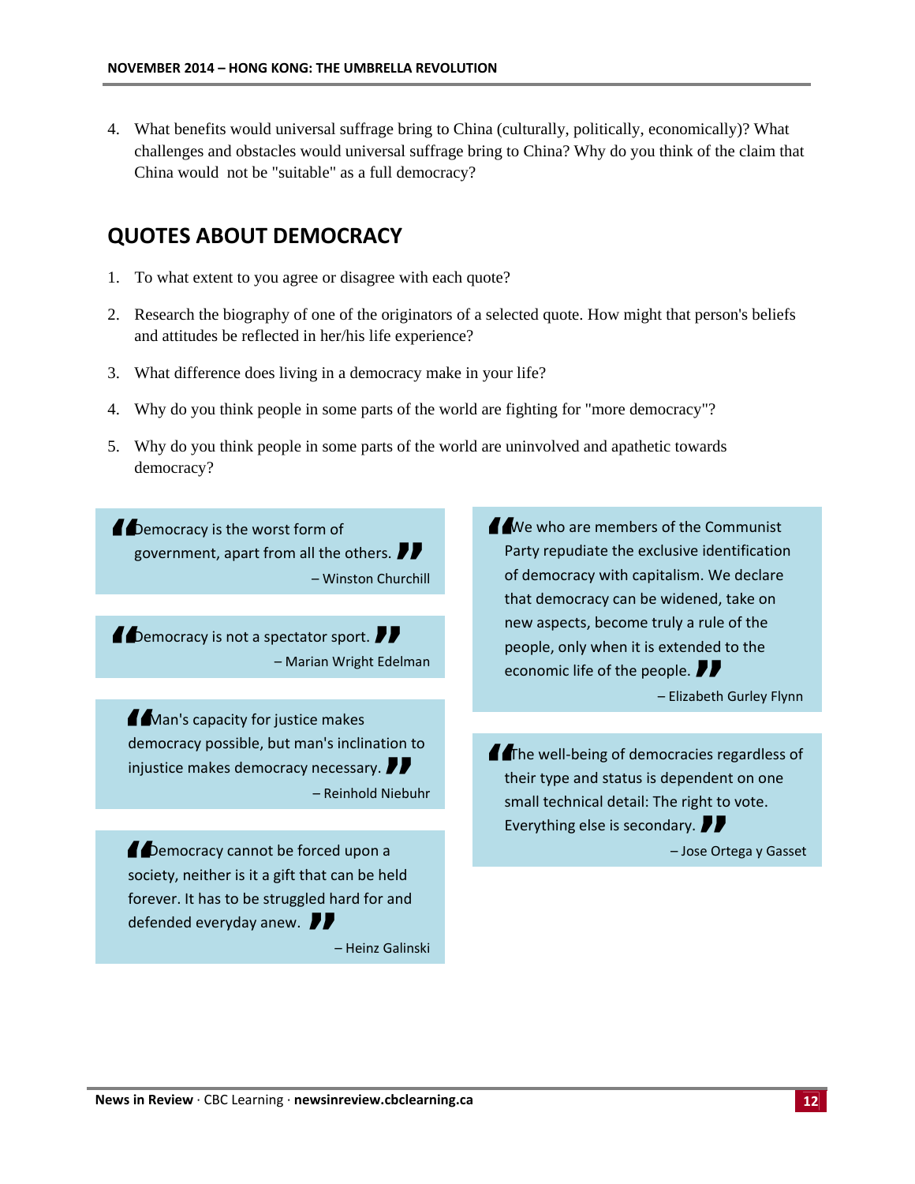4. What benefits would universal suffrage bring to China (culturally, politically, economically)? What challenges and obstacles would universal suffrage bring to China? Why do you think of the claim that China would not be "suitable" as a full democracy?

## QUOTES ABOUT DEMOCRACY

1. To what extent to you agree or disagree with each quote?
2. Research the biography of one of the originators of a selected quote. How might that person's beliefs and attitudes be reflected in her/his life experience?
3. What difference does living in a democracy make in your life?
4. Why do you think people in some parts of the world are fighting for "more democracy"?
5. Why do you think people in some parts of the world are uninvolved and apathetic towards democracy?

> "Democracy is the worst form of government, apart from all the others."
>
> – Winston Churchill

> "Democracy is not a spectator sport."
>
> – Marian Wright Edelman

> "Man's capacity for justice makes democracy possible, but man's inclination to injustice makes democracy necessary."
>
> – Reinhold Niebuhr

> "Democracy cannot be forced upon a society, neither is it a gift that can be held forever. It has to be struggled hard for and defended everyday anew."
>
> – Heinz Galinski

> "We who are members of the Communist Party repudiate the exclusive identification of democracy with capitalism. We declare that democracy can be widened, take on new aspects, become truly a rule of the people, only when it is extended to the economic life of the people."
>
> – Elizabeth Gurley Flynn

> "The well-being of democracies regardless of their type and status is dependent on one small technical detail: The right to vote. Everything else is secondary."
>
> – Jose Ortega y Gasset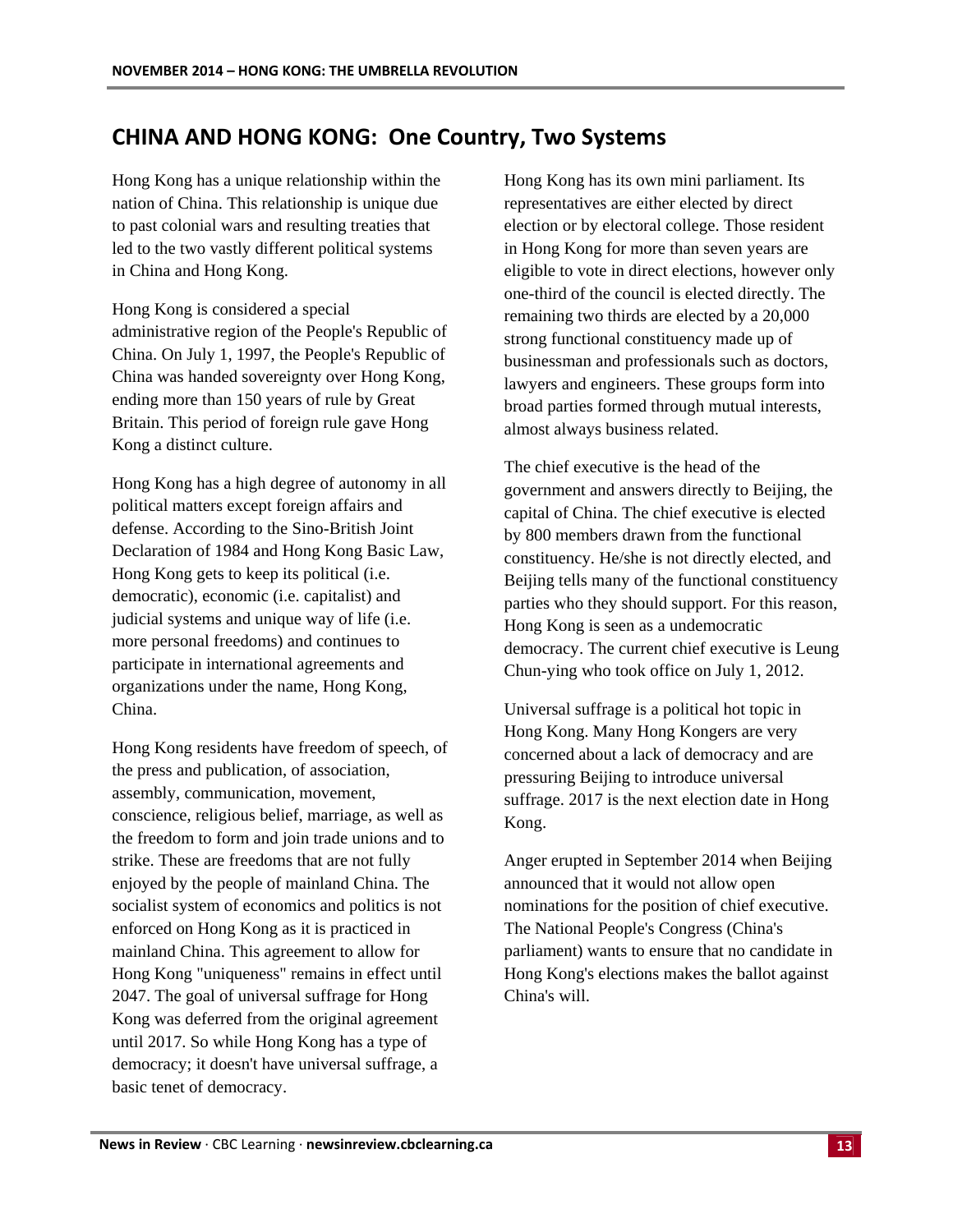## CHINA AND HONG KONG: One Country, Two Systems

Hong Kong has a unique relationship within the nation of China. This relationship is unique due to past colonial wars and resulting treaties that led to the two vastly different political systems in China and Hong Kong.

Hong Kong is considered a special administrative region of the People's Republic of China. On July 1, 1997, the People's Republic of China was handed sovereignty over Hong Kong, ending more than 150 years of rule by Great Britain. This period of foreign rule gave Hong Kong a distinct culture.

Hong Kong has a high degree of autonomy in all political matters except foreign affairs and defense. According to the Sino-British Joint Declaration of 1984 and Hong Kong Basic Law, Hong Kong gets to keep its political (i.e. democratic), economic (i.e. capitalist) and judicial systems and unique way of life (i.e. more personal freedoms) and continues to participate in international agreements and organizations under the name, Hong Kong, China.

Hong Kong residents have freedom of speech, of the press and publication, of association, assembly, communication, movement, conscience, religious belief, marriage, as well as the freedom to form and join trade unions and to strike. These are freedoms that are not fully enjoyed by the people of mainland China. The socialist system of economics and politics is not enforced on Hong Kong as it is practiced in mainland China. This agreement to allow for Hong Kong "uniqueness" remains in effect until 2047. The goal of universal suffrage for Hong Kong was deferred from the original agreement until 2017. So while Hong Kong has a type of democracy; it doesn't have universal suffrage, a basic tenet of democracy.

Hong Kong has its own mini parliament. Its representatives are either elected by direct election or by electoral college. Those resident in Hong Kong for more than seven years are eligible to vote in direct elections, however only one-third of the council is elected directly. The remaining two thirds are elected by a 20,000 strong functional constituency made up of businessman and professionals such as doctors, lawyers and engineers. These groups form into broad parties formed through mutual interests, almost always business related.

The chief executive is the head of the government and answers directly to Beijing, the capital of China. The chief executive is elected by 800 members drawn from the functional constituency. He/she is not directly elected, and Beijing tells many of the functional constituency parties who they should support. For this reason, Hong Kong is seen as a undemocratic democracy. The current chief executive is Leung Chun-ying who took office on July 1, 2012.

Universal suffrage is a political hot topic in Hong Kong. Many Hong Kongers are very concerned about a lack of democracy and are pressuring Beijing to introduce universal suffrage. 2017 is the next election date in Hong Kong.

Anger erupted in September 2014 when Beijing announced that it would not allow open nominations for the position of chief executive. The National People's Congress (China's parliament) wants to ensure that no candidate in Hong Kong's elections makes the ballot against China's will.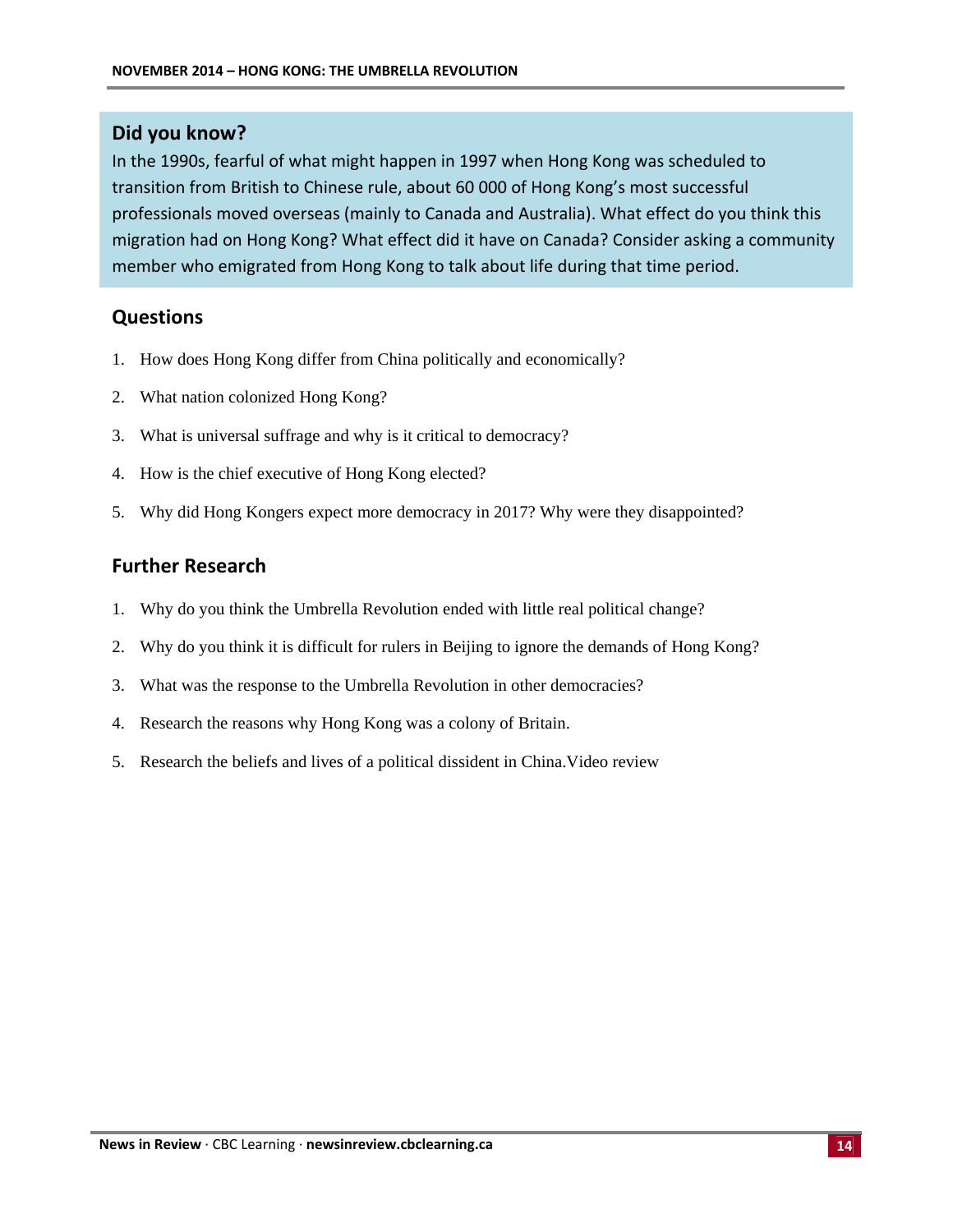## Did you know?

In the 1990s, fearful of what might happen in 1997 when Hong Kong was scheduled to transition from British to Chinese rule, about 60 000 of Hong Kong's most successful professionals moved overseas (mainly to Canada and Australia). What effect do you think this migration had on Hong Kong? What effect did it have on Canada? Consider asking a community member who emigrated from Hong Kong to talk about life during that time period.

## Questions

1. How does Hong Kong differ from China politically and economically?
2. What nation colonized Hong Kong?
3. What is universal suffrage and why is it critical to democracy?
4. How is the chief executive of Hong Kong elected?
5. Why did Hong Kongers expect more democracy in 2017? Why were they disappointed?

## Further Research

1. Why do you think the Umbrella Revolution ended with little real political change?
2. Why do you think it is difficult for rulers in Beijing to ignore the demands of Hong Kong?
3. What was the response to the Umbrella Revolution in other democracies?
4. Research the reasons why Hong Kong was a colony of Britain.
5. Research the beliefs and lives of a political dissident in China.Video review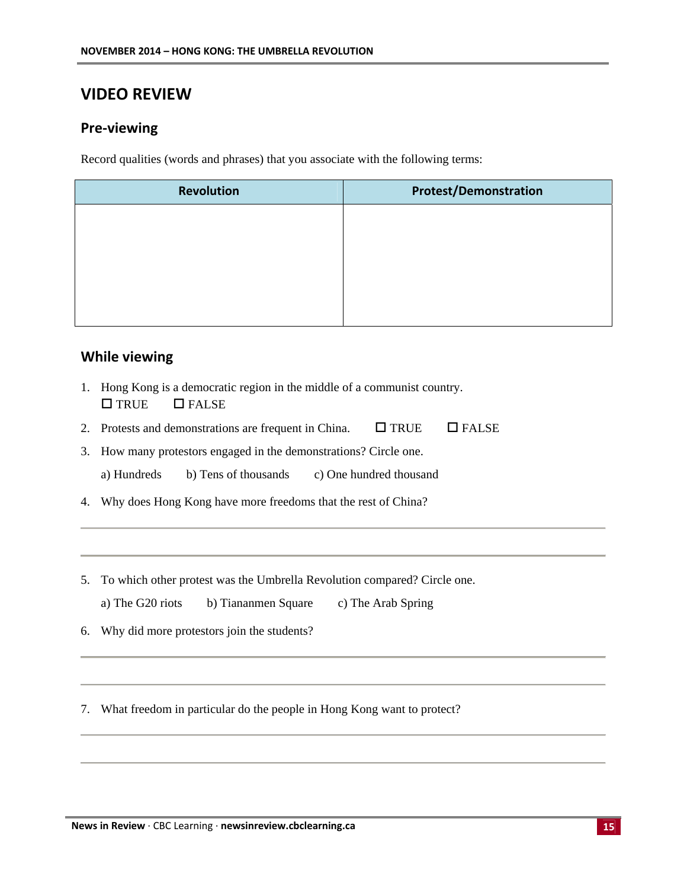# VIDEO REVIEW

## Pre-viewing

Record qualities (words and phrases) that you associate with the following terms:

| Revolution | Protest/Demonstration |
|---|---|
| | |

## While viewing

1. Hong Kong is a democratic region in the middle of a communist country.
   ☐ TRUE ☐ FALSE

2. Protests and demonstrations are frequent in China. ☐ TRUE ☐ FALSE

3. How many protestors engaged in the demonstrations? Circle one.

   a) Hundreds b) Tens of thousands c) One hundred thousand

4. Why does Hong Kong have more freedoms that the rest of China?

   ___

   ___

5. To which other protest was the Umbrella Revolution compared? Circle one.

   a) The G20 riots b) Tiananmen Square c) The Arab Spring

6. Why did more protestors join the students?

   ___

   ___

7. What freedom in particular do the people in Hong Kong want to protect?

   ___

   ___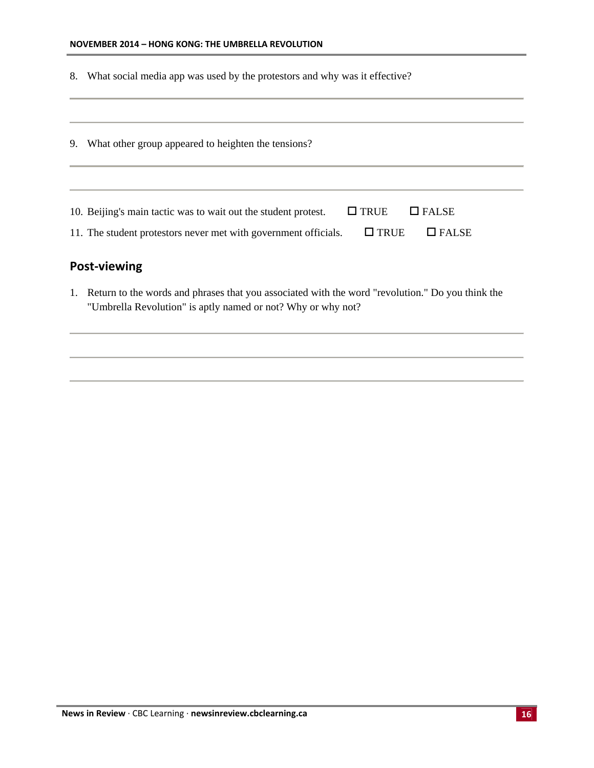8. What social media app was used by the protestors and why was it effective?

9. What other group appeared to heighten the tensions?

10. Beijing's main tactic was to wait out the student protest. ☐ TRUE ☐ FALSE

11. The student protestors never met with government officials. ☐ TRUE ☐ FALSE

## Post-viewing

1. Return to the words and phrases that you associated with the word "revolution." Do you think the "Umbrella Revolution" is aptly named or not? Why or why not?